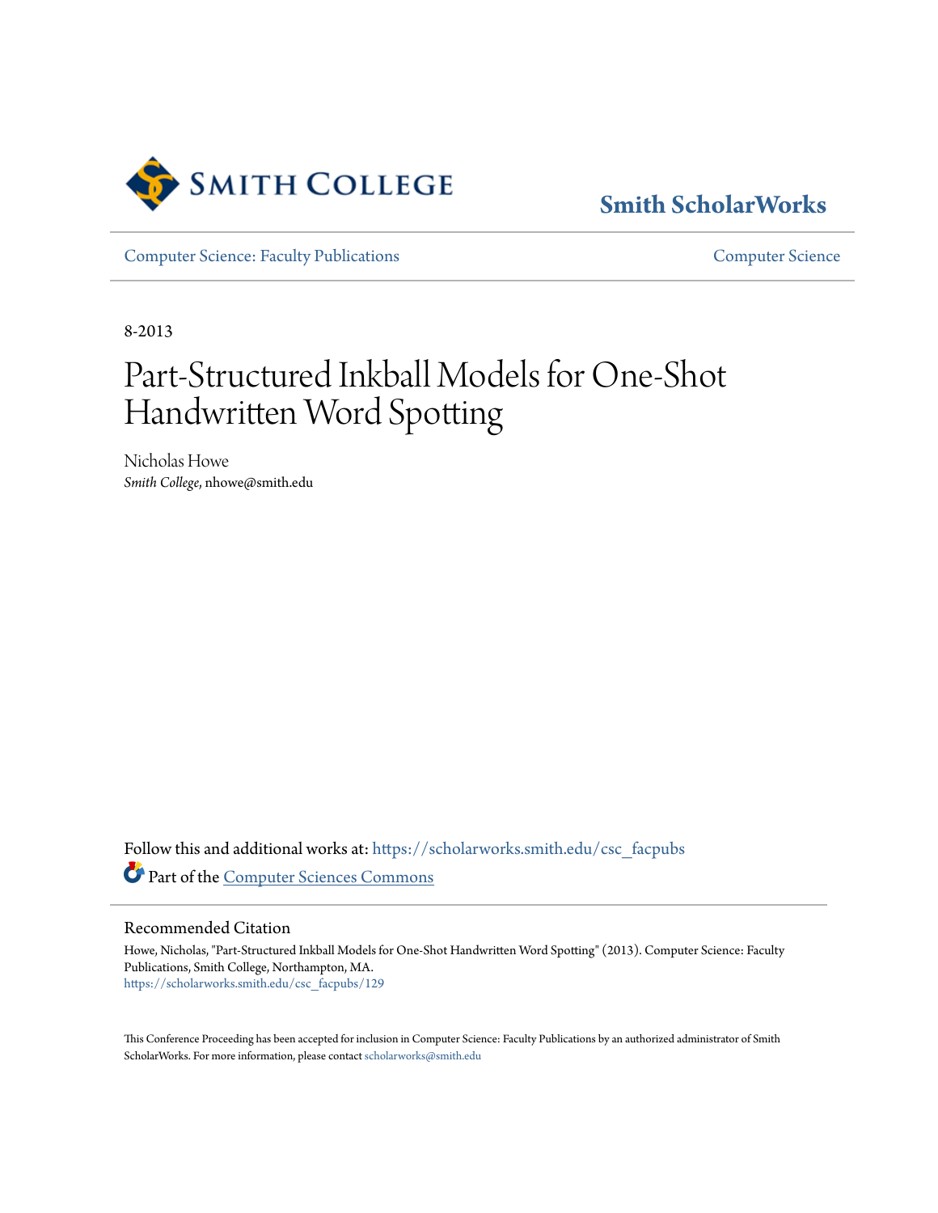Smith College

# Smith ScholarWorks

Computer Science: Faculty Publications | Computer Science

8-2013

# Part-Structured Inkball Models for One-Shot Handwritten Word Spotting

Nicholas Howe
*Smith College*, nhowe@smith.edu

Follow this and additional works at: https://scholarworks.smith.edu/csc_facpubs

Part of the Computer Sciences Commons

## Recommended Citation

Howe, Nicholas, "Part-Structured Inkball Models for One-Shot Handwritten Word Spotting" (2013). Computer Science: Faculty Publications, Smith College, Northampton, MA.
https://scholarworks.smith.edu/csc_facpubs/129

This Conference Proceeding has been accepted for inclusion in Computer Science: Faculty Publications by an authorized administrator of Smith ScholarWorks. For more information, please contact scholarworks@smith.edu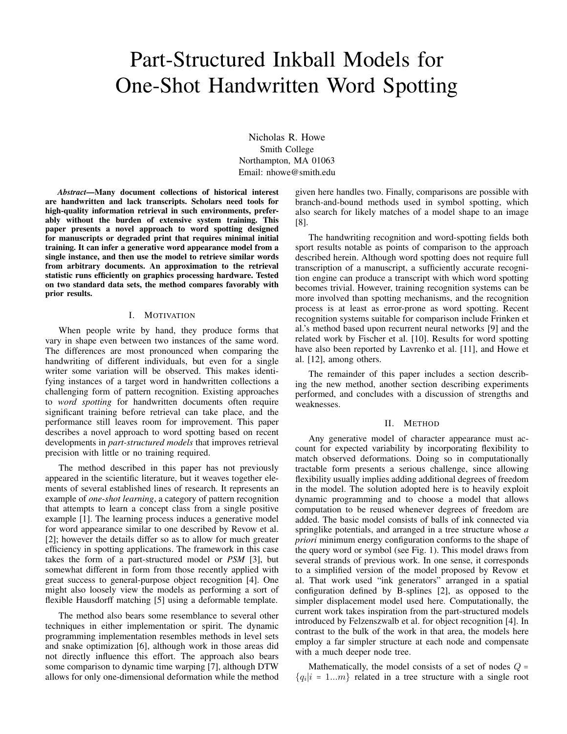# Part-Structured Inkball Models for One-Shot Handwritten Word Spotting

Nicholas R. Howe
Smith College
Northampton, MA 01063
Email: nhowe@smith.edu

***Abstract*—Many document collections of historical interest are handwritten and lack transcripts. Scholars need tools for high-quality information retrieval in such environments, preferably without the burden of extensive system training. This paper presents a novel approach to word spotting designed for manuscripts or degraded print that requires minimal initial training. It can infer a generative word appearance model from a single instance, and then use the model to retrieve similar words from arbitrary documents. An approximation to the retrieval statistic runs efficiently on graphics processing hardware. Tested on two standard data sets, the method compares favorably with prior results.**

## I. Motivation

When people write by hand, they produce forms that vary in shape even between two instances of the same word. The differences are most pronounced when comparing the handwriting of different individuals, but even for a single writer some variation will be observed. This makes identifying instances of a target word in handwritten collections a challenging form of pattern recognition. Existing approaches to *word spotting* for handwritten documents often require significant training before retrieval can take place, and the performance still leaves room for improvement. This paper describes a novel approach to word spotting based on recent developments in *part-structured models* that improves retrieval precision with little or no training required.

The method described in this paper has not previously appeared in the scientific literature, but it weaves together elements of several established lines of research. It represents an example of *one-shot learning*, a category of pattern recognition that attempts to learn a concept class from a single positive example [1]. The learning process induces a generative model for word appearance similar to one described by Revow et al. [2]; however the details differ so as to allow for much greater efficiency in spotting applications. The framework in this case takes the form of a part-structured model or *PSM* [3], but somewhat different in form from those recently applied with great success to general-purpose object recognition [4]. One might also loosely view the models as performing a sort of flexible Hausdorff matching [5] using a deformable template.

The method also bears some resemblance to several other techniques in either implementation or spirit. The dynamic programming implementation resembles methods in level sets and snake optimization [6], although work in those areas did not directly influence this effort. The approach also bears some comparison to dynamic time warping [7], although DTW allows for only one-dimensional deformation while the method given here handles two. Finally, comparisons are possible with branch-and-bound methods used in symbol spotting, which also search for likely matches of a model shape to an image [8].

The handwriting recognition and word-spotting fields both sport results notable as points of comparison to the approach described herein. Although word spotting does not require full transcription of a manuscript, a sufficiently accurate recognition engine can produce a transcript with which word spotting becomes trivial. However, training recognition systems can be more involved than spotting mechanisms, and the recognition process is at least as error-prone as word spotting. Recent recognition systems suitable for comparison include Frinken et al.'s method based upon recurrent neural networks [9] and the related work by Fischer et al. [10]. Results for word spotting have also been reported by Lavrenko et al. [11], and Howe et al. [12], among others.

The remainder of this paper includes a section describing the new method, another section describing experiments performed, and concludes with a discussion of strengths and weaknesses.

## II. Method

Any generative model of character appearance must account for expected variability by incorporating flexibility to match observed deformations. Doing so in computationally tractable form presents a serious challenge, since allowing flexibility usually implies adding additional degrees of freedom in the model. The solution adopted here is to heavily exploit dynamic programming and to choose a model that allows computation to be reused whenever degrees of freedom are added. The basic model consists of balls of ink connected via springlike potentials, and arranged in a tree structure whose *a priori* minimum energy configuration conforms to the shape of the query word or symbol (see Fig. 1). This model draws from several strands of previous work. In one sense, it corresponds to a simplified version of the model proposed by Revow et al. That work used "ink generators" arranged in a spatial configuration defined by B-splines [2], as opposed to the simpler displacement model used here. Computationally, the current work takes inspiration from the part-structured models introduced by Felzenszwalb et al. for object recognition [4]. In contrast to the bulk of the work in that area, the models here employ a far simpler structure at each node and compensate with a much deeper node tree.

Mathematically, the model consists of a set of nodes $Q = \{q_i | i = 1...m\}$ related in a tree structure with a single root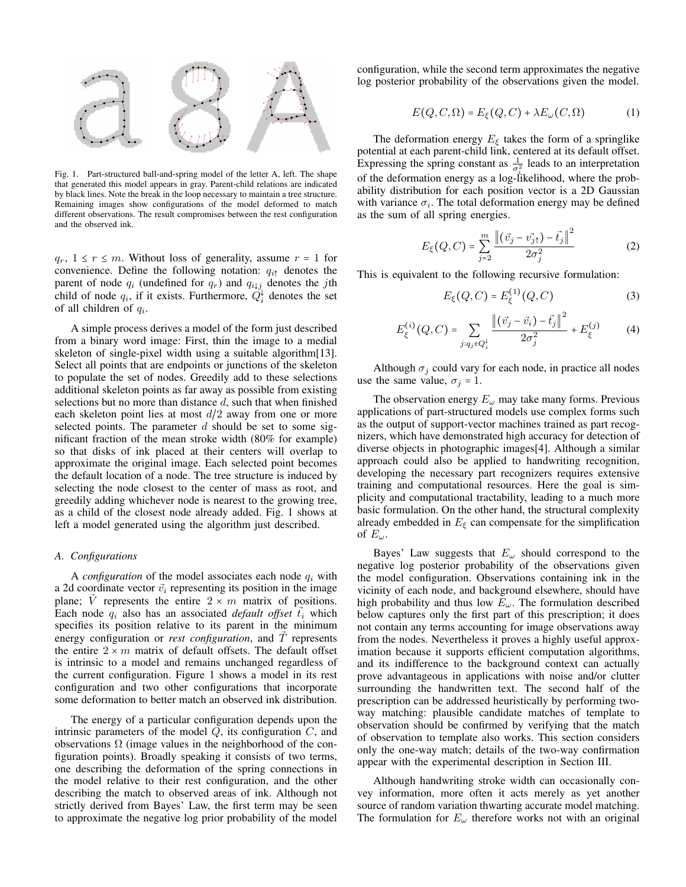Fig. 1. Part-structured ball-and-spring model of the letter A, left. The shape that generated this model appears in gray. Parent-child relations are indicated by black lines. Note the break in the loop necessary to maintain a tree structure. Remaining images show configurations of the model deformed to match different observations. The result compromises between the rest configuration and the observed ink.

$q_r$, $1 \le r \le m$. Without loss of generality, assume $r = 1$ for convenience. Define the following notation: $q_{i\uparrow}$ denotes the parent of node $q_i$ (undefined for $q_r$) and $q_{i\downarrow j}$ denotes the $j$th child of node $q_i$, if it exists. Furthermore, $Q_i^{\downarrow}$ denotes the set of all children of $q_i$.

A simple process derives a model of the form just described from a binary word image: First, thin the image to a medial skeleton of single-pixel width using a suitable algorithm[13]. Select all points that are endpoints or junctions of the skeleton to populate the set of nodes. Greedily add to these selections additional skeleton points as far away as possible from existing selections but no more than distance $d$, such that when finished each skeleton point lies at most $d/2$ away from one or more selected points. The parameter $d$ should be set to some significant fraction of the mean stroke width (80% for example) so that disks of ink placed at their centers will overlap to approximate the original image. Each selected point becomes the default location of a node. The tree structure is induced by selecting the node closest to the center of mass as root, and greedily adding whichever node is nearest to the growing tree, as a child of the closest node already added. Fig. 1 shows at left a model generated using the algorithm just described.

### A. Configurations

A *configuration* of the model associates each node $q_i$ with a 2d coordinate vector $\vec{v}_i$ representing its position in the image plane; $\vec{V}$ represents the entire $2 \times m$ matrix of positions. Each node $q_i$ also has an associated *default offset* $\vec{t}_i$ which specifies its position relative to its parent in the minimum energy configuration or *rest configuration*, and $\vec{T}$ represents the entire $2 \times m$ matrix of default offsets. The default offset is intrinsic to a model and remains unchanged regardless of the current configuration. Figure 1 shows a model in its rest configuration and two other configurations that incorporate some deformation to better match an observed ink distribution.

The energy of a particular configuration depends upon the intrinsic parameters of the model $Q$, its configuration $C$, and observations $\Omega$ (image values in the neighborhood of the configuration points). Broadly speaking it consists of two terms, one describing the deformation of the spring connections in the model relative to their rest configuration, and the other describing the match to observed areas of ink. Although not strictly derived from Bayes' Law, the first term may be seen to approximate the negative log prior probability of the model configuration, while the second term approximates the negative log posterior probability of the observations given the model.

$$E(Q, C, \Omega) = E_\xi(Q, C) + \lambda E_\omega(C, \Omega) \tag{1}$$

The deformation energy $E_\xi$ takes the form of a springlike potential at each parent-child link, centered at its default offset. Expressing the spring constant as $\frac{1}{\sigma_i^2}$ leads to an interpretation of the deformation energy as a log-likelihood, where the probability distribution for each position vector is a 2D Gaussian with variance $\sigma_i$. The total deformation energy may be defined as the sum of all spring energies.

$$E_\xi(Q, C) = \sum_{j=2}^{m} \frac{\left\| (\vec{v}_j - \vec{v}_{j\uparrow}) - \vec{t}_j \right\|^2}{2\sigma_j^2} \tag{2}$$

This is equivalent to the following recursive formulation:

$$E_\xi(Q, C) = E_\xi^{(1)}(Q, C) \tag{3}$$

$$E_\xi^{(i)}(Q, C) = \sum_{j: q_j \in Q_i^{\downarrow}} \frac{\left\| (\vec{v}_j - \vec{v}_i) - \vec{t}_j \right\|^2}{2\sigma_j^2} + E_\xi^{(j)} \tag{4}$$

Although $\sigma_j$ could vary for each node, in practice all nodes use the same value, $\sigma_j = 1$.

The observation energy $E_\omega$ may take many forms. Previous applications of part-structured models use complex forms such as the output of support-vector machines trained as part recognizers, which have demonstrated high accuracy for detection of diverse objects in photographic images[4]. Although a similar approach could also be applied to handwriting recognition, developing the necessary part recognizers requires extensive training and computational resources. Here the goal is simplicity and computational tractability, leading to a much more basic formulation. On the other hand, the structural complexity already embedded in $E_\xi$ can compensate for the simplification of $E_\omega$.

Bayes' Law suggests that $E_\omega$ should correspond to the negative log posterior probability of the observations given the model configuration. Observations containing ink in the vicinity of each node, and background elsewhere, should have high probability and thus low $E_\omega$. The formulation described below captures only the first part of this prescription; it does not contain any terms accounting for image observations away from the nodes. Nevertheless it proves a highly useful approximation because it supports efficient computation algorithms, and its indifference to the background context can actually prove advantageous in applications with noise and/or clutter surrounding the handwritten text. The second half of the prescription can be addressed heuristically by performing two-way matching: plausible candidate matches of template to observation should be confirmed by verifying that the match of observation to template also works. This section considers only the one-way match; details of the two-way confirmation appear with the experimental description in Section III.

Although handwriting stroke width can occasionally convey information, more often it acts merely as yet another source of random variation thwarting accurate model matching. The formulation for $E_\omega$ therefore works not with an original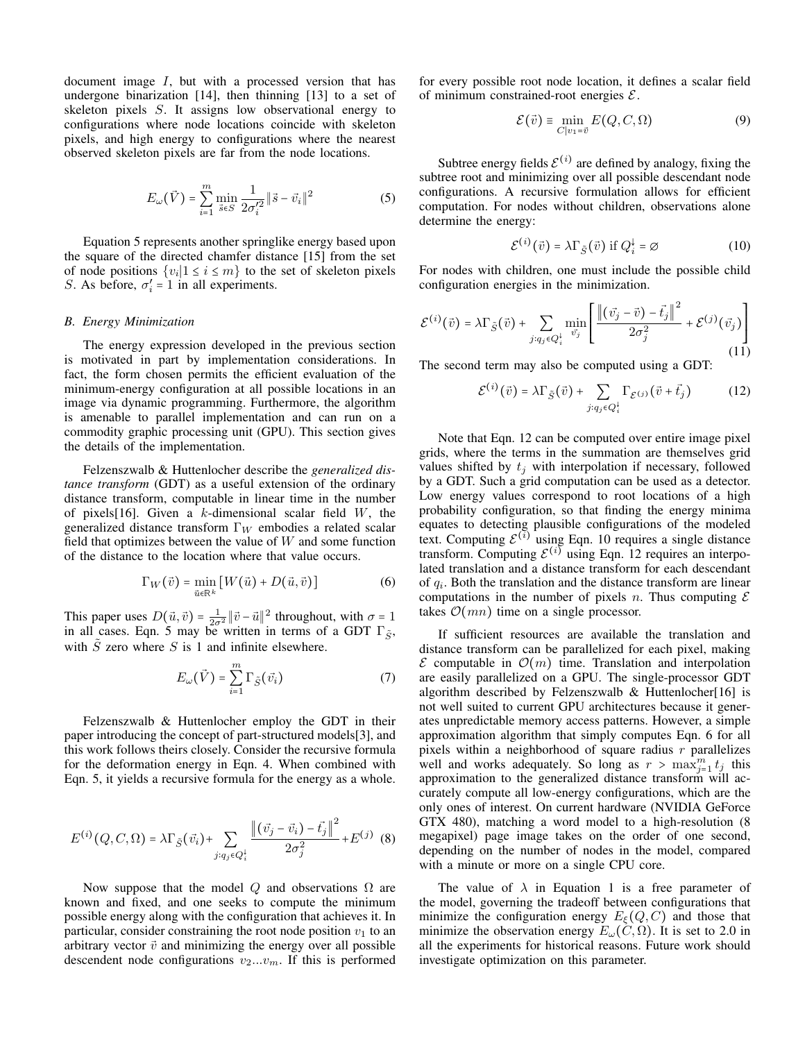document image $I$, but with a processed version that has undergone binarization [14], then thinning [13] to a set of skeleton pixels $S$. It assigns low observational energy to configurations where node locations coincide with skeleton pixels, and high energy to configurations where the nearest observed skeleton pixels are far from the node locations.

$$E_\omega(\vec{V}) = \sum_{i=1}^{m} \min_{\vec{s}\in S} \frac{1}{2\sigma_i'^2} \|\vec{s} - \vec{v}_i\|^2 \tag{5}$$

Equation 5 represents another springlike energy based upon the square of the directed chamfer distance [15] from the set of node positions $\{v_i | 1 \le i \le m\}$ to the set of skeleton pixels $S$. As before, $\sigma_i' = 1$ in all experiments.

### *B. Energy Minimization*

The energy expression developed in the previous section is motivated in part by implementation considerations. In fact, the form chosen permits the efficient evaluation of the minimum-energy configuration at all possible locations in an image via dynamic programming. Furthermore, the algorithm is amenable to parallel implementation and can run on a commodity graphic processing unit (GPU). This section gives the details of the implementation.

Felzenszwalb & Huttenlocher describe the *generalized distance transform* (GDT) as a useful extension of the ordinary distance transform, computable in linear time in the number of pixels[16]. Given a $k$-dimensional scalar field $W$, the generalized distance transform $\Gamma_W$ embodies a related scalar field that optimizes between the value of $W$ and some function of the distance to the location where that value occurs.

$$\Gamma_W(\vec{v}) = \min_{\vec{u}\in\mathbb{R}^k} [W(\vec{u}) + D(\vec{u}, \vec{v})] \tag{6}$$

This paper uses $D(\vec{u}, \vec{v}) = \frac{1}{2\sigma^2}\|\vec{v} - \vec{u}\|^2$ throughout, with $\sigma = 1$ in all cases. Eqn. 5 may be written in terms of a GDT $\Gamma_{\tilde{S}}$, with $\tilde{S}$ zero where $S$ is 1 and infinite elsewhere.

$$E_\omega(\vec{V}) = \sum_{i=1}^{m} \Gamma_{\tilde{S}}(\vec{v}_i) \tag{7}$$

Felzenszwalb & Huttenlocher employ the GDT in their paper introducing the concept of part-structured models[3], and this work follows theirs closely. Consider the recursive formula for the deformation energy in Eqn. 4. When combined with Eqn. 5, it yields a recursive formula for the energy as a whole.

$$E^{(i)}(Q, C, \Omega) = \lambda\Gamma_{\tilde{S}}(\vec{v}_i) + \sum_{j:q_j\in Q_i^\downarrow} \frac{\|(\vec{v}_j - \vec{v}_i) - \vec{t}_j\|^2}{2\sigma_j^2} + E^{(j)} \tag{8}$$

Now suppose that the model $Q$ and observations $\Omega$ are known and fixed, and one seeks to compute the minimum possible energy along with the configuration that achieves it. In particular, consider constraining the root node position $v_1$ to an arbitrary vector $\vec{v}$ and minimizing the energy over all possible descendent node configurations $v_2 ... v_m$. If this is performed for every possible root node location, it defines a scalar field of minimum constrained-root energies $\mathcal{E}$.

$$\mathcal{E}(\vec{v}) \equiv \min_{C|v_1=\vec{v}} E(Q, C, \Omega) \tag{9}$$

Subtree energy fields $\mathcal{E}^{(i)}$ are defined by analogy, fixing the subtree root and minimizing over all possible descendant node configurations. A recursive formulation allows for efficient computation. For nodes without children, observations alone determine the energy:

$$\mathcal{E}^{(i)}(\vec{v}) = \lambda\Gamma_{\tilde{S}}(\vec{v}) \text{ if } Q_i^\downarrow = \varnothing \tag{10}$$

For nodes with children, one must include the possible child configuration energies in the minimization.

$$\mathcal{E}^{(i)}(\vec{v}) = \lambda\Gamma_{\tilde{S}}(\vec{v}) + \sum_{j:q_j\in Q_i^\downarrow} \min_{\vec{v}_j} \left[ \frac{\|(\vec{v}_j - \vec{v}) - \vec{t}_j\|^2}{2\sigma_j^2} + \mathcal{E}^{(j)}(\vec{v}_j) \right] \tag{11}$$

The second term may also be computed using a GDT:

$$\mathcal{E}^{(i)}(\vec{v}) = \lambda\Gamma_{\tilde{S}}(\vec{v}) + \sum_{j:q_j\in Q_i^\downarrow} \Gamma_{\mathcal{E}^{(j)}}(\vec{v} + \vec{t}_j) \tag{12}$$

Note that Eqn. 12 can be computed over entire image pixel grids, where the terms in the summation are themselves grid values shifted by $t_j$ with interpolation if necessary, followed by a GDT. Such a grid computation can be used as a detector. Low energy values correspond to root locations of a high probability configuration, so that finding the energy minima equates to detecting plausible configurations of the modeled text. Computing $\mathcal{E}^{(i)}$ using Eqn. 10 requires a single distance transform. Computing $\mathcal{E}^{(i)}$ using Eqn. 12 requires an interpolated translation and a distance transform for each descendant of $q_i$. Both the translation and the distance transform are linear computations in the number of pixels $n$. Thus computing $\mathcal{E}$ takes $\mathcal{O}(mn)$ time on a single processor.

If sufficient resources are available the translation and distance transform can be parallelized for each pixel, making $\mathcal{E}$ computable in $\mathcal{O}(m)$ time. Translation and interpolation are easily parallelized on a GPU. The single-processor GDT algorithm described by Felzenszwalb & Huttenlocher[16] is not well suited to current GPU architectures because it generates unpredictable memory access patterns. However, a simple approximation algorithm that simply computes Eqn. 6 for all pixels within a neighborhood of square radius $r$ parallelizes well and works adequately. So long as $r > \max_{j=1}^{m} t_j$ this approximation to the generalized distance transform will accurately compute all low-energy configurations, which are the only ones of interest. On current hardware (NVIDIA GeForce GTX 480), matching a word model to a high-resolution (8 megapixel) page image takes on the order of one second, depending on the number of nodes in the model, compared with a minute or more on a single CPU core.

The value of $\lambda$ in Equation 1 is a free parameter of the model, governing the tradeoff between configurations that minimize the configuration energy $E_\xi(Q, C)$ and those that minimize the observation energy $E_\omega(C, \Omega)$. It is set to 2.0 in all the experiments for historical reasons. Future work should investigate optimization on this parameter.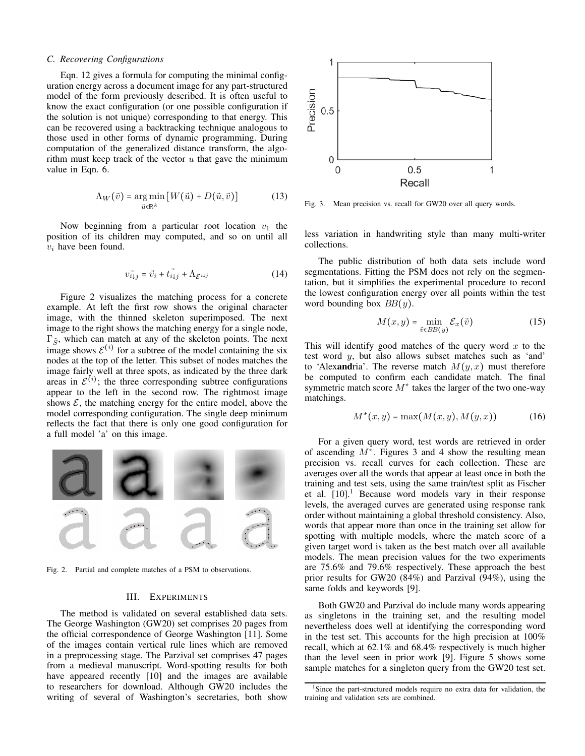### C. Recovering Configurations

Eqn. 12 gives a formula for computing the minimal configuration energy across a document image for any part-structured model of the form previously described. It is often useful to know the exact configuration (or one possible configuration if the solution is not unique) corresponding to that energy. This can be recovered using a backtracking technique analogous to those used in other forms of dynamic programming. During computation of the generalized distance transform, the algorithm must keep track of the vector $u$ that gave the minimum value in Eqn. 6.

$$\Lambda_W(\vec{v}) = \underset{\vec{u}\in\mathbb{R}^k}{\arg\min}\left[W(\vec{u}) + D(\vec{u}, \vec{v})\right] \tag{13}$$

Now beginning from a particular root location $v_1$ the position of its children may computed, and so on until all $v_i$ have been found.

$$\vec{v_{i\downarrow j}} = \vec{v}_i + \vec{t_{i\downarrow j}} + \Lambda_{\mathcal{E}^{i\downarrow j}} \tag{14}$$

Figure 2 visualizes the matching process for a concrete example. At left the first row shows the original character image, with the thinned skeleton superimposed. The next image to the right shows the matching energy for a single node, $\Gamma_{\bar{S}}$, which can match at any of the skeleton points. The next image shows $\mathcal{E}^{(i)}$ for a subtree of the model containing the six nodes at the top of the letter. This subset of nodes matches the image fairly well at three spots, as indicated by the three dark areas in $\mathcal{E}^{(i)}$; the three corresponding subtree configurations appear to the left in the second row. The rightmost image shows $\mathcal{E}$, the matching energy for the entire model, above the model corresponding configuration. The single deep minimum reflects the fact that there is only one good configuration for a full model 'a' on this image.

Fig. 2. Partial and complete matches of a PSM to observations.

## III. Experiments

The method is validated on several established data sets. The George Washington (GW20) set comprises 20 pages from the official correspondence of George Washington [11]. Some of the images contain vertical rule lines which are removed in a preprocessing stage. The Parzival set comprises 47 pages from a medieval manuscript. Word-spotting results for both have appeared recently [10] and the images are available to researchers for download. Although GW20 includes the writing of several of Washington's secretaries, both show less variation in handwriting style than many multi-writer collections.

Fig. 3. Mean precision vs. recall for GW20 over all query words.

The public distribution of both data sets include word segmentations. Fitting the PSM does not rely on the segmentation, but it simplifies the experimental procedure to record the lowest configuration energy over all points within the test word bounding box $BB(y)$.

$$M(x, y) = \min_{\vec{v}\in BB(y)} \mathcal{E}_x(\vec{v}) \tag{15}$$

This will identify good matches of the query word $x$ to the test word $y$, but also allows subset matches such as 'and' to 'Alex**and**ria'. The reverse match $M(y, x)$ must therefore be computed to confirm each candidate match. The final symmetric match score $M^*$ takes the larger of the two one-way matchings.

$$M^*(x, y) = \max(M(x, y), M(y, x)) \tag{16}$$

For a given query word, test words are retrieved in order of ascending $M^*$. Figures 3 and 4 show the resulting mean precision vs. recall curves for each collection. These are averages over all the words that appear at least once in both the training and test sets, using the same train/test split as Fischer et al. [10].[1] Because word models vary in their response levels, the averaged curves are generated using response rank order without maintaining a global threshold consistency. Also, words that appear more than once in the training set allow for spotting with multiple models, where the match score of a given target word is taken as the best match over all available models. The mean precision values for the two experiments are 75.6% and 79.6% respectively. These approach the best prior results for GW20 (84%) and Parzival (94%), using the same folds and keywords [9].

Both GW20 and Parzival do include many words appearing as singletons in the training set, and the resulting model nevertheless does well at identifying the corresponding word in the test set. This accounts for the high precision at 100% recall, which at 62.1% and 68.4% respectively is much higher than the level seen in prior work [9]. Figure 5 shows some sample matches for a singleton query from the GW20 test set.

[1] Since the part-structured models require no extra data for validation, the training and validation sets are combined.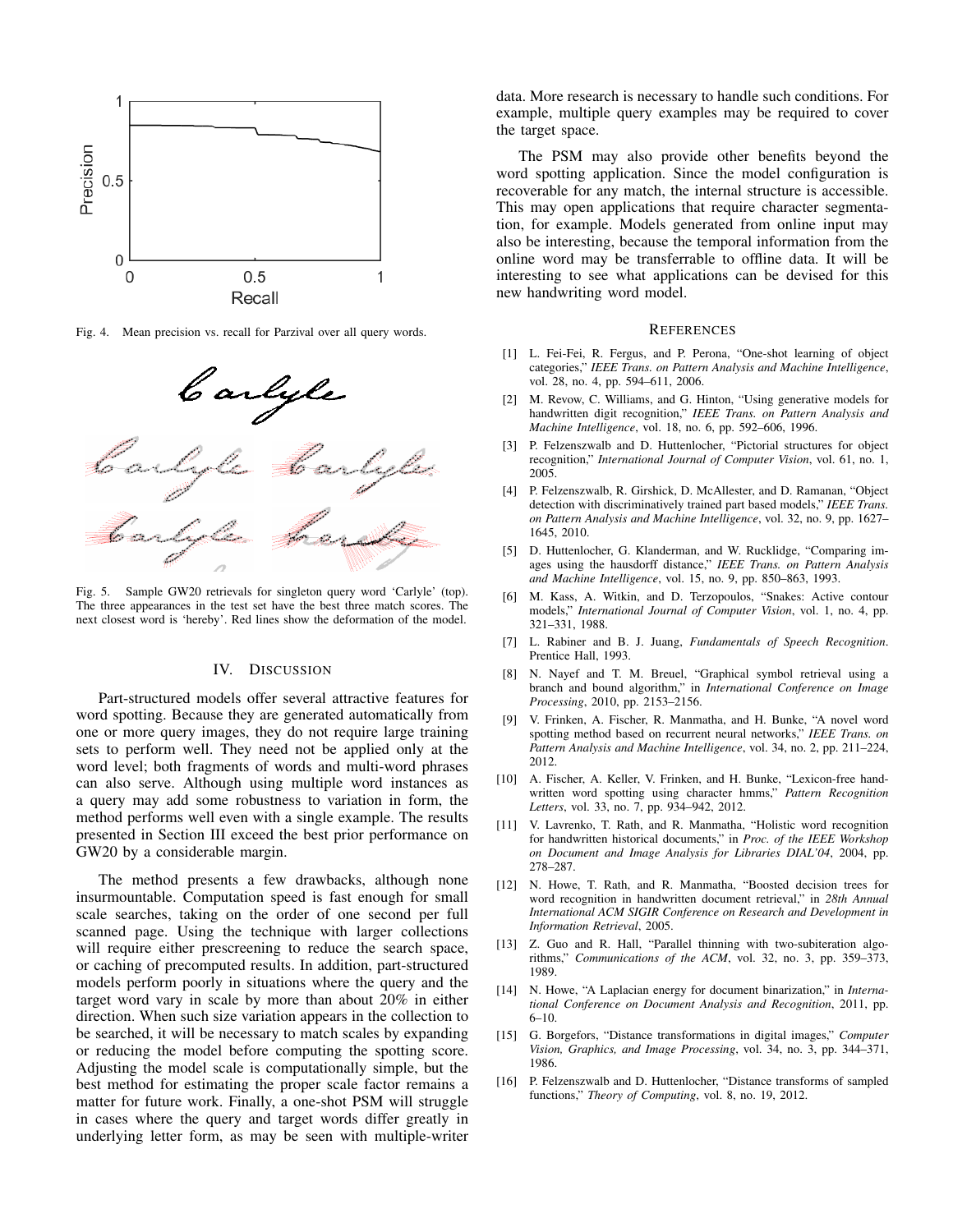1

Precision

0.5

0

0

0.5

1

Recall

Fig. 4. Mean precision vs. recall for Parzival over all query words.

Fig. 5. Sample GW20 retrievals for singleton query word 'Carlyle' (top). The three appearances in the test set have the best three match scores. The next closest word is 'hereby'. Red lines show the deformation of the model.

## IV. Discussion

Part-structured models offer several attractive features for word spotting. Because they are generated automatically from one or more query images, they do not require large training sets to perform well. They need not be applied only at the word level; both fragments of words and multi-word phrases can also serve. Although using multiple word instances as a query may add some robustness to variation in form, the method performs well even with a single example. The results presented in Section III exceed the best prior performance on GW20 by a considerable margin.

The method presents a few drawbacks, although none insurmountable. Computation speed is fast enough for small scale searches, taking on the order of one second per full scanned page. Using the technique with larger collections will require either prescreening to reduce the search space, or caching of precomputed results. In addition, part-structured models perform poorly in situations where the query and the target word vary in scale by more than about 20% in either direction. When such size variation appears in the collection to be searched, it will be necessary to match scales by expanding or reducing the model before computing the spotting score. Adjusting the model scale is computationally simple, but the best method for estimating the proper scale factor remains a matter for future work. Finally, a one-shot PSM will struggle in cases where the query and target words differ greatly in underlying letter form, as may be seen with multiple-writer data. More research is necessary to handle such conditions. For example, multiple query examples may be required to cover the target space.

The PSM may also provide other benefits beyond the word spotting application. Since the model configuration is recoverable for any match, the internal structure is accessible. This may open applications that require character segmentation, for example. Models generated from online input may also be interesting, because the temporal information from the online word may be transferrable to offline data. It will be interesting to see what applications can be devised for this new handwriting word model.

## References

[1] L. Fei-Fei, R. Fergus, and P. Perona, "One-shot learning of object categories," *IEEE Trans. on Pattern Analysis and Machine Intelligence*, vol. 28, no. 4, pp. 594–611, 2006.

[2] M. Revow, C. Williams, and G. Hinton, "Using generative models for handwritten digit recognition," *IEEE Trans. on Pattern Analysis and Machine Intelligence*, vol. 18, no. 6, pp. 592–606, 1996.

[3] P. Felzenszwalb and D. Huttenlocher, "Pictorial structures for object recognition," *International Journal of Computer Vision*, vol. 61, no. 1, 2005.

[4] P. Felzenszwalb, R. Girshick, D. McAllester, and D. Ramanan, "Object detection with discriminatively trained part based models," *IEEE Trans. on Pattern Analysis and Machine Intelligence*, vol. 32, no. 9, pp. 1627–1645, 2010.

[5] D. Huttenlocher, G. Klanderman, and W. Rucklidge, "Comparing images using the hausdorff distance," *IEEE Trans. on Pattern Analysis and Machine Intelligence*, vol. 15, no. 9, pp. 850–863, 1993.

[6] M. Kass, A. Witkin, and D. Terzopoulos, "Snakes: Active contour models," *International Journal of Computer Vision*, vol. 1, no. 4, pp. 321–331, 1988.

[7] L. Rabiner and B. J. Juang, *Fundamentals of Speech Recognition*. Prentice Hall, 1993.

[8] N. Nayef and T. M. Breuel, "Graphical symbol retrieval using a branch and bound algorithm," in *International Conference on Image Processing*, 2010, pp. 2153–2156.

[9] V. Frinken, A. Fischer, R. Manmatha, and H. Bunke, "A novel word spotting method based on recurrent neural networks," *IEEE Trans. on Pattern Analysis and Machine Intelligence*, vol. 34, no. 2, pp. 211–224, 2012.

[10] A. Fischer, A. Keller, V. Frinken, and H. Bunke, "Lexicon-free handwritten word spotting using character hmms," *Pattern Recognition Letters*, vol. 33, no. 7, pp. 934–942, 2012.

[11] V. Lavrenko, T. Rath, and R. Manmatha, "Holistic word recognition for handwritten historical documents," in *Proc. of the IEEE Workshop on Document and Image Analysis for Libraries DIAL'04*, 2004, pp. 278–287.

[12] N. Howe, T. Rath, and R. Manmatha, "Boosted decision trees for word recognition in handwritten document retrieval," in *28th Annual International ACM SIGIR Conference on Research and Development in Information Retrieval*, 2005.

[13] Z. Guo and R. Hall, "Parallel thinning with two-subiteration algorithms," *Communications of the ACM*, vol. 32, no. 3, pp. 359–373, 1989.

[14] N. Howe, "A Laplacian energy for document binarization," in *International Conference on Document Analysis and Recognition*, 2011, pp. 6–10.

[15] G. Borgefors, "Distance transformations in digital images," *Computer Vision, Graphics, and Image Processing*, vol. 34, no. 3, pp. 344–371, 1986.

[16] P. Felzenszwalb and D. Huttenlocher, "Distance transforms of sampled functions," *Theory of Computing*, vol. 8, no. 19, 2012.